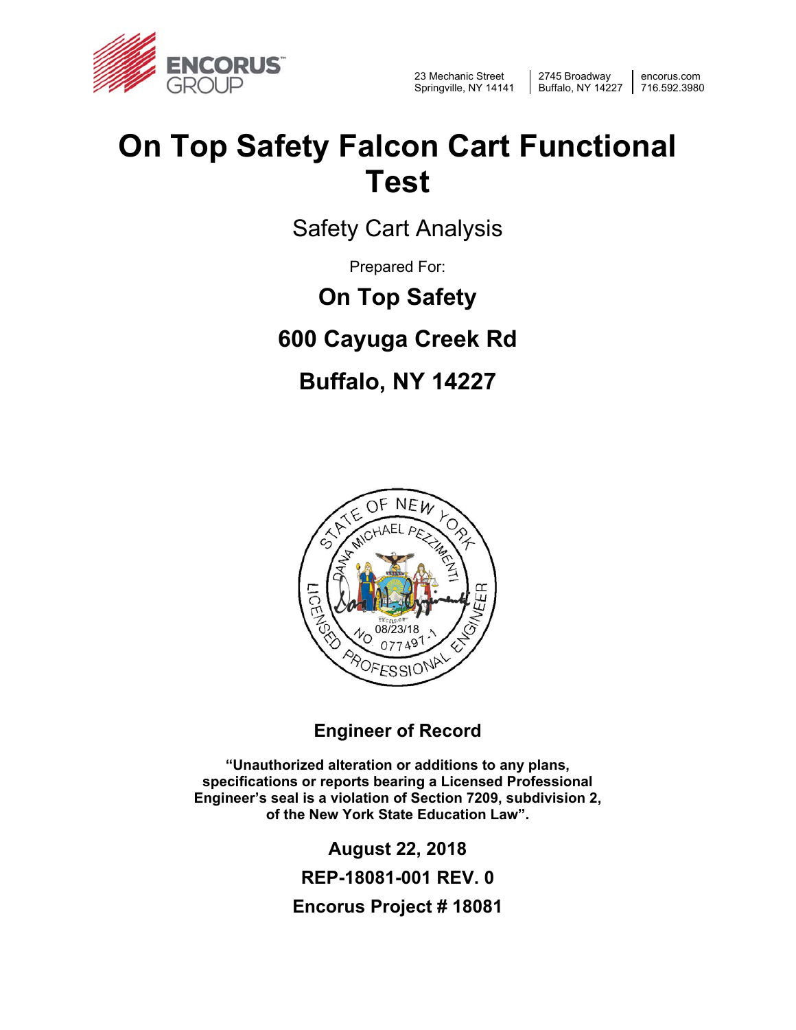ENCORUS GROUP

23 Mechanic Street
Springville, NY 14141

2745 Broadway
Buffalo, NY 14227

encorus.com
716.592.3980

# On Top Safety Falcon Cart Functional Test

## Safety Cart Analysis

Prepared For:

**On Top Safety**

**600 Cayuga Creek Rd**

**Buffalo, NY 14227**

STATE OF NEW YORK
DANA MICHAEL PEZZIMENTI
08/23/18
NO. 077497-1
LICENSED PROFESSIONAL ENGINEER

**Engineer of Record**

**"Unauthorized alteration or additions to any plans, specifications or reports bearing a Licensed Professional Engineer's seal is a violation of Section 7209, subdivision 2, of the New York State Education Law".**

**August 22, 2018**

**REP-18081-001 REV. 0**

**Encorus Project # 18081**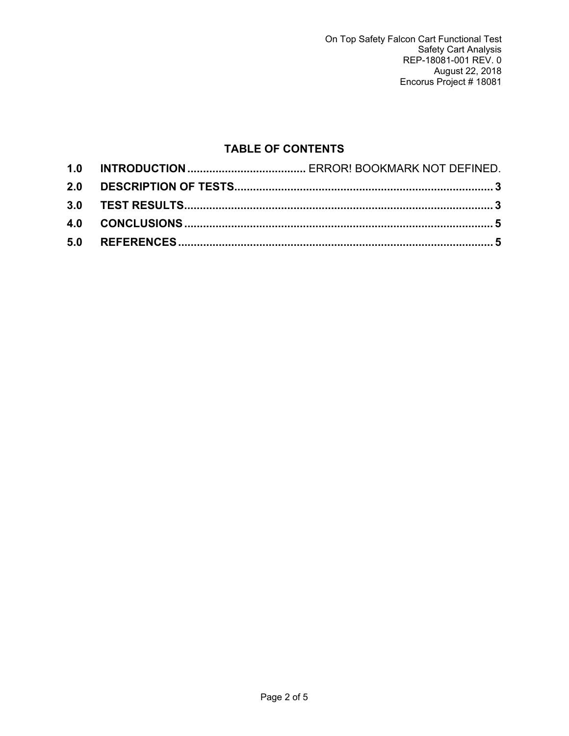## TABLE OF CONTENTS

**1.0 INTRODUCTION** ...................................... ERROR! BOOKMARK NOT DEFINED.

**2.0 DESCRIPTION OF TESTS** ................................................................................. **3**

**3.0 TEST RESULTS** ................................................................................................. **3**

**4.0 CONCLUSIONS** .................................................................................................. **5**

**5.0 REFERENCES** .................................................................................................... **5**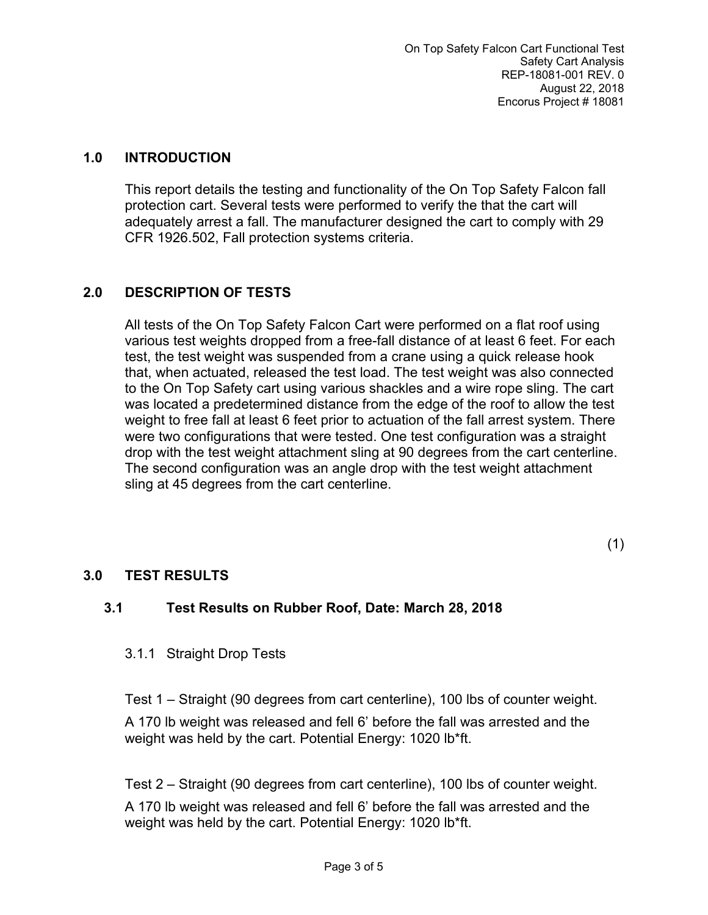## 1.0 INTRODUCTION

This report details the testing and functionality of the On Top Safety Falcon fall protection cart. Several tests were performed to verify the that the cart will adequately arrest a fall. The manufacturer designed the cart to comply with 29 CFR 1926.502, Fall protection systems criteria.

## 2.0 DESCRIPTION OF TESTS

All tests of the On Top Safety Falcon Cart were performed on a flat roof using various test weights dropped from a free-fall distance of at least 6 feet. For each test, the test weight was suspended from a crane using a quick release hook that, when actuated, released the test load. The test weight was also connected to the On Top Safety cart using various shackles and a wire rope sling. The cart was located a predetermined distance from the edge of the roof to allow the test weight to free fall at least 6 feet prior to actuation of the fall arrest system. There were two configurations that were tested. One test configuration was a straight drop with the test weight attachment sling at 90 degrees from the cart centerline. The second configuration was an angle drop with the test weight attachment sling at 45 degrees from the cart centerline.

(1)

## 3.0 TEST RESULTS

### 3.1 Test Results on Rubber Roof, Date: March 28, 2018

3.1.1 Straight Drop Tests

Test 1 – Straight (90 degrees from cart centerline), 100 lbs of counter weight.

A 170 lb weight was released and fell 6' before the fall was arrested and the weight was held by the cart. Potential Energy: 1020 lb*ft.

Test 2 – Straight (90 degrees from cart centerline), 100 lbs of counter weight.

A 170 lb weight was released and fell 6' before the fall was arrested and the weight was held by the cart. Potential Energy: 1020 lb*ft.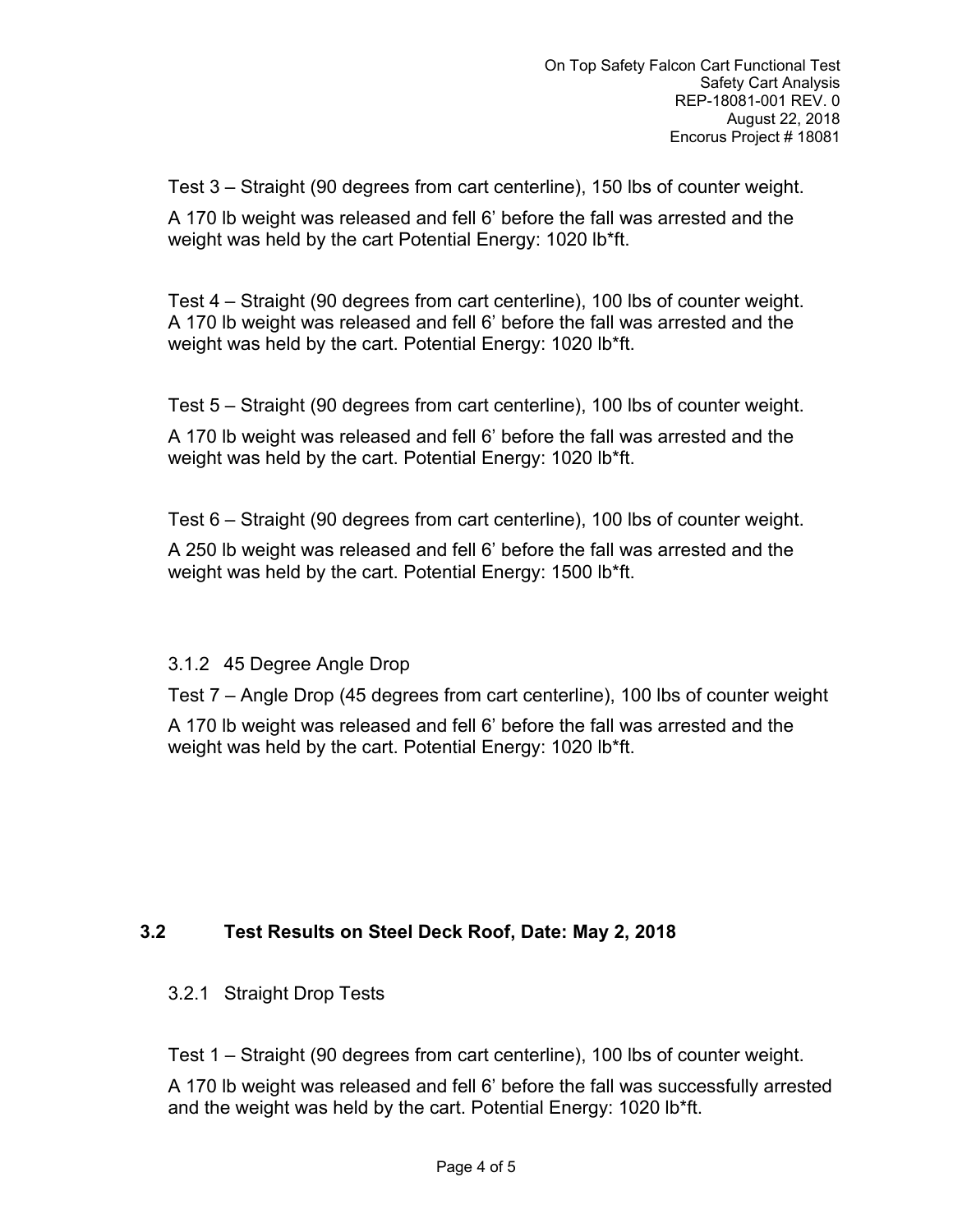Test 3 – Straight (90 degrees from cart centerline), 150 lbs of counter weight.

A 170 lb weight was released and fell 6’ before the fall was arrested and the weight was held by the cart Potential Energy: 1020 lb*ft.

Test 4 – Straight (90 degrees from cart centerline), 100 lbs of counter weight. A 170 lb weight was released and fell 6’ before the fall was arrested and the weight was held by the cart. Potential Energy: 1020 lb*ft.

Test 5 – Straight (90 degrees from cart centerline), 100 lbs of counter weight.

A 170 lb weight was released and fell 6’ before the fall was arrested and the weight was held by the cart. Potential Energy: 1020 lb*ft.

Test 6 – Straight (90 degrees from cart centerline), 100 lbs of counter weight.

A 250 lb weight was released and fell 6’ before the fall was arrested and the weight was held by the cart. Potential Energy: 1500 lb*ft.

#### 3.1.2 45 Degree Angle Drop

Test 7 – Angle Drop (45 degrees from cart centerline), 100 lbs of counter weight

A 170 lb weight was released and fell 6’ before the fall was arrested and the weight was held by the cart. Potential Energy: 1020 lb*ft.

### 3.2 Test Results on Steel Deck Roof, Date: May 2, 2018

#### 3.2.1 Straight Drop Tests

Test 1 – Straight (90 degrees from cart centerline), 100 lbs of counter weight.

A 170 lb weight was released and fell 6’ before the fall was successfully arrested and the weight was held by the cart. Potential Energy: 1020 lb*ft.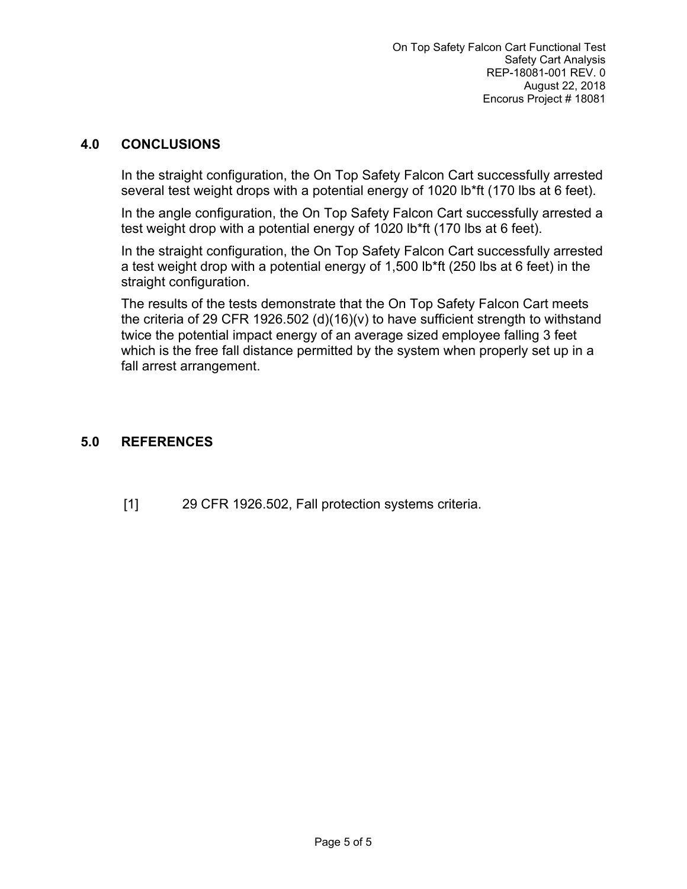## 4.0 CONCLUSIONS

In the straight configuration, the On Top Safety Falcon Cart successfully arrested several test weight drops with a potential energy of 1020 lb*ft (170 lbs at 6 feet).

In the angle configuration, the On Top Safety Falcon Cart successfully arrested a test weight drop with a potential energy of 1020 lb*ft (170 lbs at 6 feet).

In the straight configuration, the On Top Safety Falcon Cart successfully arrested a test weight drop with a potential energy of 1,500 lb*ft (250 lbs at 6 feet) in the straight configuration.

The results of the tests demonstrate that the On Top Safety Falcon Cart meets the criteria of 29 CFR 1926.502 (d)(16)(v) to have sufficient strength to withstand twice the potential impact energy of an average sized employee falling 3 feet which is the free fall distance permitted by the system when properly set up in a fall arrest arrangement.

## 5.0 REFERENCES

[1] 29 CFR 1926.502, Fall protection systems criteria.